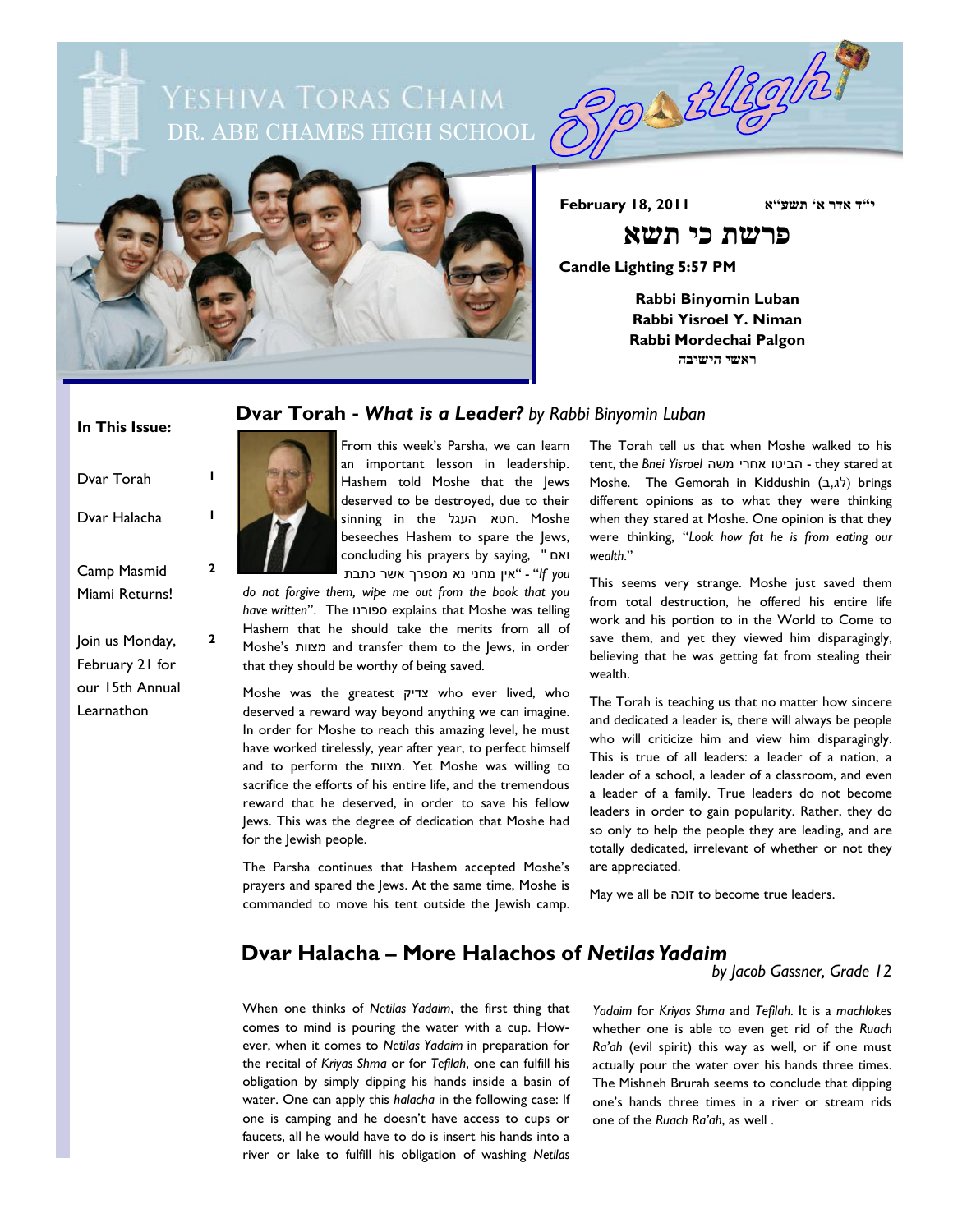# Yeshiva Toras Chaim
## Dr. Abe Chames High School

**Spotlight**

**February 18, 2011** **י"ד אדר א' תשע"א**

# פרשת כי תשא

**Candle Lighting 5:57 PM**

**Rabbi Binyomin Luban**
**Rabbi Yisroel Y. Niman**
**Rabbi Mordechai Palgon**
**ראשי הישיבה**

**In This Issue:**

- Dvar Torah 1
- Dvar Halacha 1
- Camp Masmid Miami Returns! 2
- Join us Monday, February 21 for our 15th Annual Learnathon 2

## Dvar Torah - *What is a Leader?* by Rabbi Binyomin Luban

From this week's Parsha, we can learn an important lesson in leadership. Hashem told Moshe that the Jews deserved to be destroyed, due to their sinning in the חטא העגל. Moshe beseeches Hashem to spare the Jews, concluding his prayers by saying, "ואם אין מחני נא מספרך אשר כתבת" - "*If you do not forgive them, wipe me out from the book that you have written*". The ספורנו explains that Moshe was telling Hashem that he should take the merits from all of Moshe's מצוות and transfer them to the Jews, in order that they should be worthy of being saved.

Moshe was the greatest צדיק who ever lived, who deserved a reward way beyond anything we can imagine. In order for Moshe to reach this amazing level, he must have worked tirelessly, year after year, to perfect himself and to perform the מצוות. Yet Moshe was willing to sacrifice the efforts of his entire life, and the tremendous reward that he deserved, in order to save his fellow Jews. This was the degree of dedication that Moshe had for the Jewish people.

The Parsha continues that Hashem accepted Moshe's prayers and spared the Jews. At the same time, Moshe is commanded to move his tent outside the Jewish camp. The Torah tell us that when Moshe walked to his tent, the *Bnei Yisroel* הביטו אחרי משה - they stared at Moshe. The Gemorah in Kiddushin (לג,ב) brings different opinions as to what they were thinking when they stared at Moshe. One opinion is that they were thinking, "*Look how fat he is from eating our wealth.*"

This seems very strange. Moshe just saved them from total destruction, he offered his entire life work and his portion to in the World to Come to save them, and yet they viewed him disparagingly, believing that he was getting fat from stealing their wealth.

The Torah is teaching us that no matter how sincere and dedicated a leader is, there will always be people who will criticize him and view him disparagingly. This is true of all leaders: a leader of a nation, a leader of a school, a leader of a classroom, and even a leader of a family. True leaders do not become leaders in order to gain popularity. Rather, they do so only to help the people they are leading, and are totally dedicated, irrelevant of whether or not they are appreciated.

May we all be זוכה to become true leaders.

## Dvar Halacha – More Halachos of *Netilas Yadaim*

*by Jacob Gassner, Grade 12*

When one thinks of *Netilas Yadaim*, the first thing that comes to mind is pouring the water with a cup. However, when it comes to *Netilas Yadaim* in preparation for the recital of *Kriyas Shma* or for *Tefilah*, one can fulfill his obligation by simply dipping his hands inside a basin of water. One can apply this *halacha* in the following case: If one is camping and he doesn't have access to cups or faucets, all he would have to do is insert his hands into a river or lake to fulfill his obligation of washing *Netilas Yadaim* for *Kriyas Shma* and *Tefilah*. It is a *machlokes* whether one is able to even get rid of the *Ruach Ra'ah* (evil spirit) this way as well, or if one must actually pour the water over his hands three times. The Mishneh Brurah seems to conclude that dipping one's hands three times in a river or stream rids one of the *Ruach Ra'ah*, as well .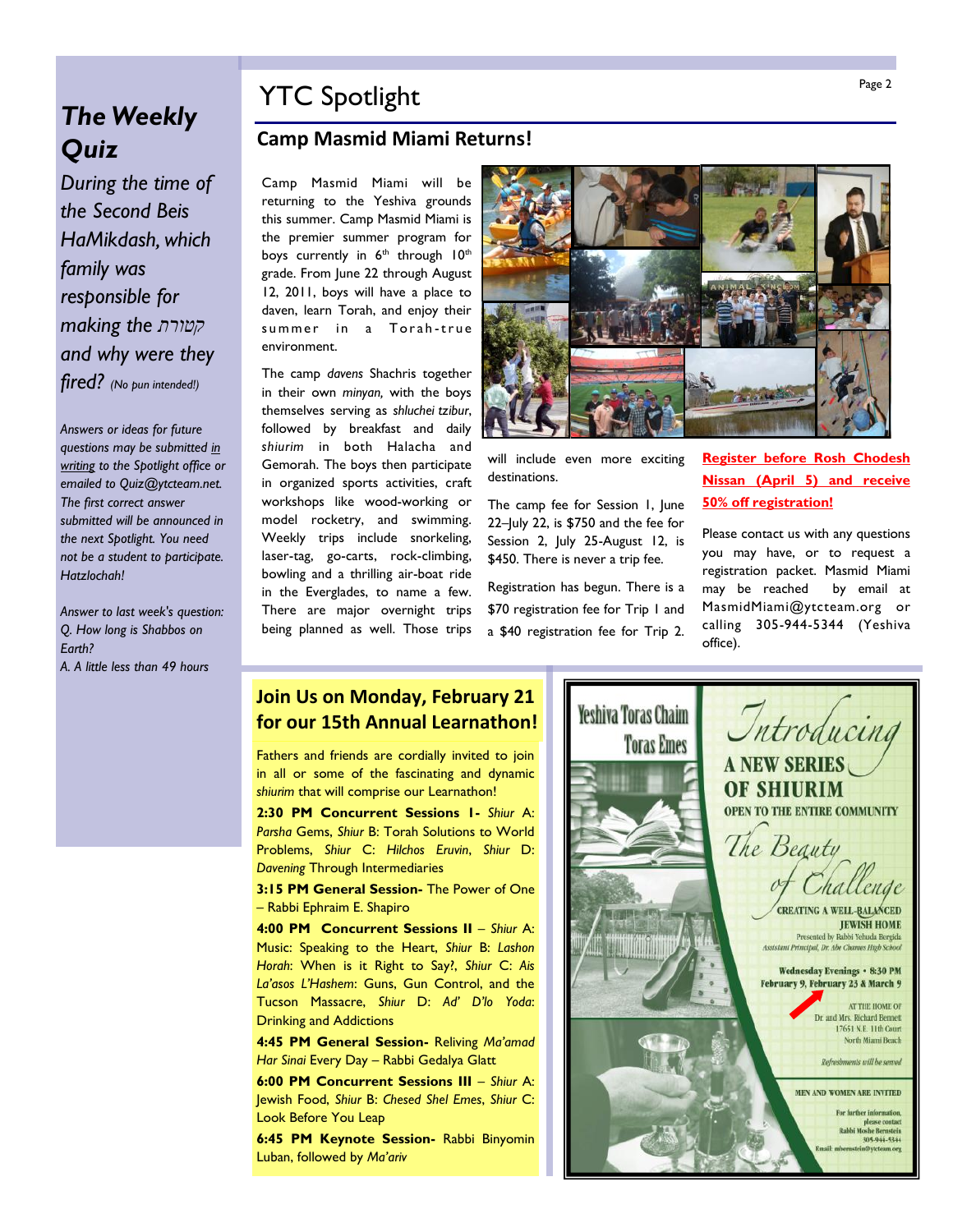## The Weekly Quiz

*During the time of the Second Beis HaMikdash, which family was responsible for making the קטורת and why were they fired?* *(No pun intended!)*

*Answers or ideas for future questions may be submitted* *in writing* *to the Spotlight office or emailed to Quiz@ytcteam.net. The first correct answer submitted will be announced in the next Spotlight. You need not be a student to participate. Hatzlochah!*

*Answer to last week's question:*
*Q. How long is Shabbos on Earth?*
*A. A little less than 49 hours*

# YTC Spotlight

## Camp Masmid Miami Returns!

Camp Masmid Miami will be returning to the Yeshiva grounds this summer. Camp Masmid Miami is the premier summer program for boys currently in 6th through 10th grade. From June 22 through August 12, 2011, boys will have a place to daven, learn Torah, and enjoy their summer in a Torah-true environment.

The camp *davens* Shachris together in their own *minyan,* with the boys themselves serving as *shluchei tzibur*, followed by breakfast and daily *shiurim* in both Halacha and Gemorah. The boys then participate in organized sports activities, craft workshops like wood-working or model rocketry, and swimming. Weekly trips include snorkeling, laser-tag, go-carts, rock-climbing, bowling and a thrilling air-boat ride in the Everglades, to name a few. There are major overnight trips being planned as well. Those trips will include even more exciting destinations.

The camp fee for Session 1, June 22–July 22, is $750 and the fee for Session 2, July 25-August 12, is $450. There is never a trip fee.

Registration has begun. There is a $70 registration fee for Trip 1 and a $40 registration fee for Trip 2.

**Register before Rosh Chodesh Nissan (April 5) and receive 50% off registration!**

Please contact us with any questions you may have, or to request a registration packet. Masmid Miami may be reached by email at MasmidMiami@ytcteam.org or calling 305-944-5344 (Yeshiva office).

## Join Us on Monday, February 21 for our 15th Annual Learnathon!

Fathers and friends are cordially invited to join in all or some of the fascinating and dynamic *shiurim* that will comprise our Learnathon!

**2:30 PM Concurrent Sessions I-** *Shiur* A: *Parsha* Gems, *Shiur* B: Torah Solutions to World Problems, *Shiur* C: *Hilchos Eruvin*, *Shiur* D: *Davening* Through Intermediaries

**3:15 PM General Session-** The Power of One – Rabbi Ephraim E. Shapiro

**4:00 PM Concurrent Sessions II** – *Shiur* A: Music: Speaking to the Heart, *Shiur* B: *Lashon Horah*: When is it Right to Say?, *Shiur* C: *Ais La'asos L'Hashem*: Guns, Gun Control, and the Tucson Massacre, *Shiur* D: *Ad' D'lo Yoda*: Drinking and Addictions

**4:45 PM General Session-** Reliving *Ma'amad Har Sinai* Every Day – Rabbi Gedalya Glatt

**6:00 PM Concurrent Sessions III** – *Shiur* A: Jewish Food, *Shiur* B: *Chesed Shel Emes*, *Shiur* C: Look Before You Leap

**6:45 PM Keynote Session-** Rabbi Binyomin Luban, followed by *Ma'ariv*

Yeshiva Toras Chaim Toras Emes

*Introducing*

A NEW SERIES OF SHIURIM

OPEN TO THE ENTIRE COMMUNITY

*The Beauty of Challenge*

CREATING A WELL-BALANCED JEWISH HOME

Presented by Rabbi Yehuda Bergida
Assistant Principal, Dr. Abe Chames High School

Wednesday Evenings • 8:30 PM
February 9, February 23 & March 9

AT THE HOME OF
Dr. and Mrs. Richard Bennett
17651 N.E. 11th Court
North Miami Beach

*Refreshments will be served*

MEN AND WOMEN ARE INVITED

For further information, please contact
Rabbi Moshe Bernstein
305-944-5344
Email: mbernstein@ytcteam.org